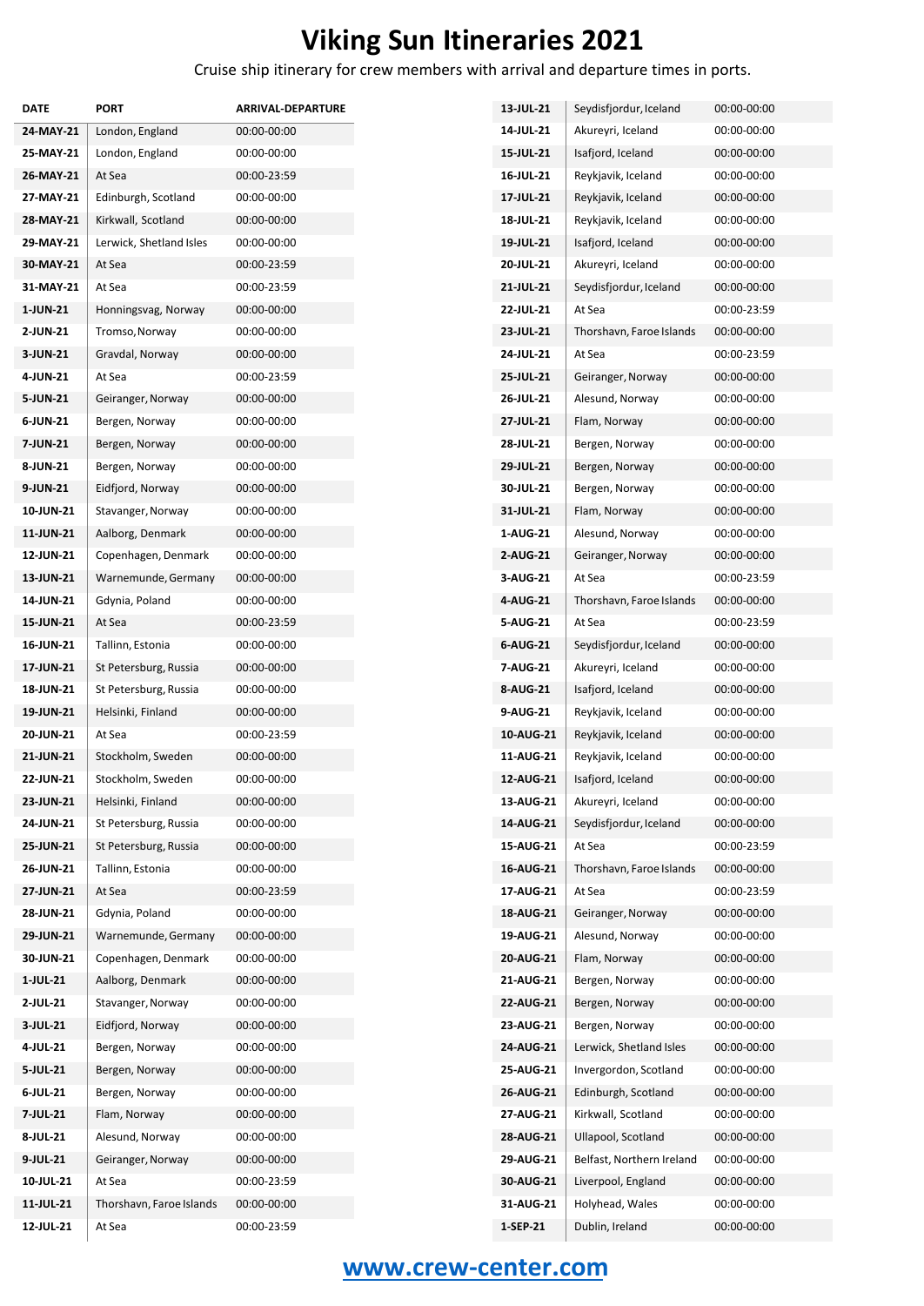# Viking Sun Itineraries 2021

Cruise ship itinerary for crew members with arrival and departure times in ports.

| DATE | PORT | ARRIVAL-DEPARTURE |
|---|---|---|
| 24-MAY-21 | London, England | 00:00-00:00 |
| 25-MAY-21 | London, England | 00:00-00:00 |
| 26-MAY-21 | At Sea | 00:00-23:59 |
| 27-MAY-21 | Edinburgh, Scotland | 00:00-00:00 |
| 28-MAY-21 | Kirkwall, Scotland | 00:00-00:00 |
| 29-MAY-21 | Lerwick, Shetland Isles | 00:00-00:00 |
| 30-MAY-21 | At Sea | 00:00-23:59 |
| 31-MAY-21 | At Sea | 00:00-23:59 |
| 1-JUN-21 | Honningsvag, Norway | 00:00-00:00 |
| 2-JUN-21 | Tromso, Norway | 00:00-00:00 |
| 3-JUN-21 | Gravdal, Norway | 00:00-00:00 |
| 4-JUN-21 | At Sea | 00:00-23:59 |
| 5-JUN-21 | Geiranger, Norway | 00:00-00:00 |
| 6-JUN-21 | Bergen, Norway | 00:00-00:00 |
| 7-JUN-21 | Bergen, Norway | 00:00-00:00 |
| 8-JUN-21 | Bergen, Norway | 00:00-00:00 |
| 9-JUN-21 | Eidfjord, Norway | 00:00-00:00 |
| 10-JUN-21 | Stavanger, Norway | 00:00-00:00 |
| 11-JUN-21 | Aalborg, Denmark | 00:00-00:00 |
| 12-JUN-21 | Copenhagen, Denmark | 00:00-00:00 |
| 13-JUN-21 | Warnemunde, Germany | 00:00-00:00 |
| 14-JUN-21 | Gdynia, Poland | 00:00-00:00 |
| 15-JUN-21 | At Sea | 00:00-23:59 |
| 16-JUN-21 | Tallinn, Estonia | 00:00-00:00 |
| 17-JUN-21 | St Petersburg, Russia | 00:00-00:00 |
| 18-JUN-21 | St Petersburg, Russia | 00:00-00:00 |
| 19-JUN-21 | Helsinki, Finland | 00:00-00:00 |
| 20-JUN-21 | At Sea | 00:00-23:59 |
| 21-JUN-21 | Stockholm, Sweden | 00:00-00:00 |
| 22-JUN-21 | Stockholm, Sweden | 00:00-00:00 |
| 23-JUN-21 | Helsinki, Finland | 00:00-00:00 |
| 24-JUN-21 | St Petersburg, Russia | 00:00-00:00 |
| 25-JUN-21 | St Petersburg, Russia | 00:00-00:00 |
| 26-JUN-21 | Tallinn, Estonia | 00:00-00:00 |
| 27-JUN-21 | At Sea | 00:00-23:59 |
| 28-JUN-21 | Gdynia, Poland | 00:00-00:00 |
| 29-JUN-21 | Warnemunde, Germany | 00:00-00:00 |
| 30-JUN-21 | Copenhagen, Denmark | 00:00-00:00 |
| 1-JUL-21 | Aalborg, Denmark | 00:00-00:00 |
| 2-JUL-21 | Stavanger, Norway | 00:00-00:00 |
| 3-JUL-21 | Eidfjord, Norway | 00:00-00:00 |
| 4-JUL-21 | Bergen, Norway | 00:00-00:00 |
| 5-JUL-21 | Bergen, Norway | 00:00-00:00 |
| 6-JUL-21 | Bergen, Norway | 00:00-00:00 |
| 7-JUL-21 | Flam, Norway | 00:00-00:00 |
| 8-JUL-21 | Alesund, Norway | 00:00-00:00 |
| 9-JUL-21 | Geiranger, Norway | 00:00-00:00 |
| 10-JUL-21 | At Sea | 00:00-23:59 |
| 11-JUL-21 | Thorshavn, Faroe Islands | 00:00-00:00 |
| 12-JUL-21 | At Sea | 00:00-23:59 |
| 13-JUL-21 | Seydisfjordur, Iceland | 00:00-00:00 |
| 14-JUL-21 | Akureyri, Iceland | 00:00-00:00 |
| 15-JUL-21 | Isafjord, Iceland | 00:00-00:00 |
| 16-JUL-21 | Reykjavik, Iceland | 00:00-00:00 |
| 17-JUL-21 | Reykjavik, Iceland | 00:00-00:00 |
| 18-JUL-21 | Reykjavik, Iceland | 00:00-00:00 |
| 19-JUL-21 | Isafjord, Iceland | 00:00-00:00 |
| 20-JUL-21 | Akureyri, Iceland | 00:00-00:00 |
| 21-JUL-21 | Seydisfjordur, Iceland | 00:00-00:00 |
| 22-JUL-21 | At Sea | 00:00-23:59 |
| 23-JUL-21 | Thorshavn, Faroe Islands | 00:00-00:00 |
| 24-JUL-21 | At Sea | 00:00-23:59 |
| 25-JUL-21 | Geiranger, Norway | 00:00-00:00 |
| 26-JUL-21 | Alesund, Norway | 00:00-00:00 |
| 27-JUL-21 | Flam, Norway | 00:00-00:00 |
| 28-JUL-21 | Bergen, Norway | 00:00-00:00 |
| 29-JUL-21 | Bergen, Norway | 00:00-00:00 |
| 30-JUL-21 | Bergen, Norway | 00:00-00:00 |
| 31-JUL-21 | Flam, Norway | 00:00-00:00 |
| 1-AUG-21 | Alesund, Norway | 00:00-00:00 |
| 2-AUG-21 | Geiranger, Norway | 00:00-00:00 |
| 3-AUG-21 | At Sea | 00:00-23:59 |
| 4-AUG-21 | Thorshavn, Faroe Islands | 00:00-00:00 |
| 5-AUG-21 | At Sea | 00:00-23:59 |
| 6-AUG-21 | Seydisfjordur, Iceland | 00:00-00:00 |
| 7-AUG-21 | Akureyri, Iceland | 00:00-00:00 |
| 8-AUG-21 | Isafjord, Iceland | 00:00-00:00 |
| 9-AUG-21 | Reykjavik, Iceland | 00:00-00:00 |
| 10-AUG-21 | Reykjavik, Iceland | 00:00-00:00 |
| 11-AUG-21 | Reykjavik, Iceland | 00:00-00:00 |
| 12-AUG-21 | Isafjord, Iceland | 00:00-00:00 |
| 13-AUG-21 | Akureyri, Iceland | 00:00-00:00 |
| 14-AUG-21 | Seydisfjordur, Iceland | 00:00-00:00 |
| 15-AUG-21 | At Sea | 00:00-23:59 |
| 16-AUG-21 | Thorshavn, Faroe Islands | 00:00-00:00 |
| 17-AUG-21 | At Sea | 00:00-23:59 |
| 18-AUG-21 | Geiranger, Norway | 00:00-00:00 |
| 19-AUG-21 | Alesund, Norway | 00:00-00:00 |
| 20-AUG-21 | Flam, Norway | 00:00-00:00 |
| 21-AUG-21 | Bergen, Norway | 00:00-00:00 |
| 22-AUG-21 | Bergen, Norway | 00:00-00:00 |
| 23-AUG-21 | Bergen, Norway | 00:00-00:00 |
| 24-AUG-21 | Lerwick, Shetland Isles | 00:00-00:00 |
| 25-AUG-21 | Invergordon, Scotland | 00:00-00:00 |
| 26-AUG-21 | Edinburgh, Scotland | 00:00-00:00 |
| 27-AUG-21 | Kirkwall, Scotland | 00:00-00:00 |
| 28-AUG-21 | Ullapool, Scotland | 00:00-00:00 |
| 29-AUG-21 | Belfast, Northern Ireland | 00:00-00:00 |
| 30-AUG-21 | Liverpool, England | 00:00-00:00 |
| 31-AUG-21 | Holyhead, Wales | 00:00-00:00 |
| 1-SEP-21 | Dublin, Ireland | 00:00-00:00 |

**www.crew-center.com**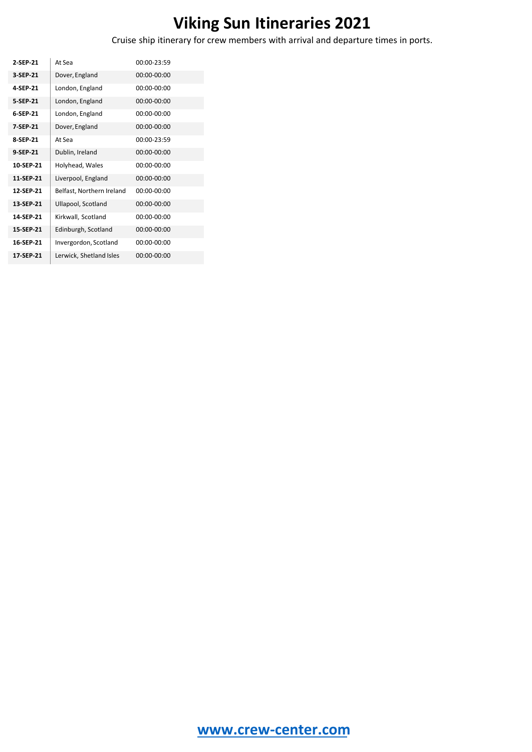# Viking Sun Itineraries 2021

Cruise ship itinerary for crew members with arrival and departure times in ports.

| | | |
|---|---|---|
| **2-SEP-21** | At Sea | 00:00-23:59 |
| **3-SEP-21** | Dover, England | 00:00-00:00 |
| **4-SEP-21** | London, England | 00:00-00:00 |
| **5-SEP-21** | London, England | 00:00-00:00 |
| **6-SEP-21** | London, England | 00:00-00:00 |
| **7-SEP-21** | Dover, England | 00:00-00:00 |
| **8-SEP-21** | At Sea | 00:00-23:59 |
| **9-SEP-21** | Dublin, Ireland | 00:00-00:00 |
| **10-SEP-21** | Holyhead, Wales | 00:00-00:00 |
| **11-SEP-21** | Liverpool, England | 00:00-00:00 |
| **12-SEP-21** | Belfast, Northern Ireland | 00:00-00:00 |
| **13-SEP-21** | Ullapool, Scotland | 00:00-00:00 |
| **14-SEP-21** | Kirkwall, Scotland | 00:00-00:00 |
| **15-SEP-21** | Edinburgh, Scotland | 00:00-00:00 |
| **16-SEP-21** | Invergordon, Scotland | 00:00-00:00 |
| **17-SEP-21** | Lerwick, Shetland Isles | 00:00-00:00 |

**www.crew-center.com**